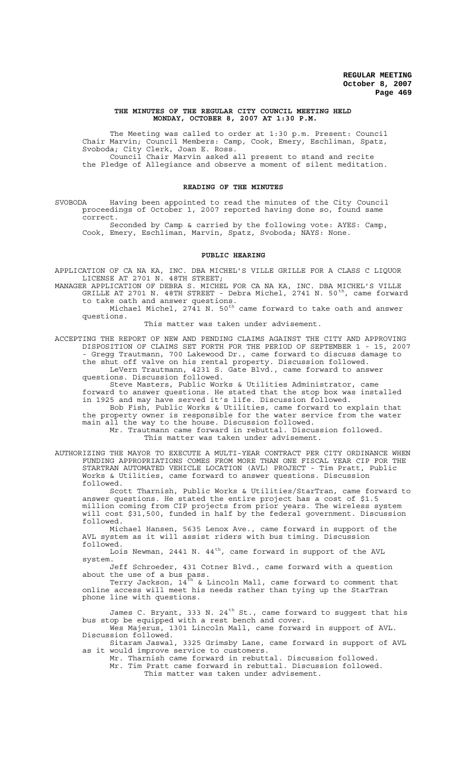**THE MINUTES OF THE REGULAR CITY COUNCIL MEETING HELD MONDAY, OCTOBER 8, 2007 AT 1:30 P.M.**

The Meeting was called to order at 1:30 p.m. Present: Council Chair Marvin; Council Members: Camp, Cook, Emery, Eschliman, Spatz, Svoboda; City Clerk, Joan E. Ross.

Council Chair Marvin asked all present to stand and recite the Pledge of Allegiance and observe a moment of silent meditation.

## READING OF THE MINUTES

SVOBODA Having been appointed to read the minutes of the City Council proceedings of October 1, 2007 reported having done so, found same correct.

Seconded by Camp & carried by the following vote: AYES: Camp, Cook, Emery, Eschliman, Marvin, Spatz, Svoboda; NAYS: None.

## PUBLIC HEARING

APPLICATION OF CA NA KA, INC. DBA MICHEL'S VILLE GRILLE FOR A CLASS C LIQUOR LICENSE AT 2701 N. 48TH STREET;

MANAGER APPLICATION OF DEBRA S. MICHEL FOR CA NA KA, INC. DBA MICHEL'S VILLE GRILLE AT 2701 N. 48TH STREET - Debra Michel, 2741 N. 50th, came forward to take oath and answer questions.

Michael Michel, 2741 N. 50th came forward to take oath and answer questions.

This matter was taken under advisement.

ACCEPTING THE REPORT OF NEW AND PENDING CLAIMS AGAINST THE CITY AND APPROVING DISPOSITION OF CLAIMS SET FORTH FOR THE PERIOD OF SEPTEMBER 1 - 15, 2007 - Gregg Trautmann, 700 Lakewood Dr., came forward to discuss damage to the shut off valve on his rental property. Discussion followed.

LeVern Trautmann, 4231 S. Gate Blvd., came forward to answer questions. Discussion followed.

Steve Masters, Public Works & Utilities Administrator, came forward to answer questions. He stated that the stop box was installed in 1925 and may have served it's life. Discussion followed.

Bob Fish, Public Works & Utilities, came forward to explain that the property owner is responsible for the water service from the water main all the way to the house. Discussion followed.

Mr. Trautmann came forward in rebuttal. Discussion followed.

This matter was taken under advisement.

AUTHORIZING THE MAYOR TO EXECUTE A MULTI-YEAR CONTRACT PER CITY ORDINANCE WHEN FUNDING APPROPRIATIONS COMES FROM MORE THAN ONE FISCAL YEAR CIP FOR THE STARTRAN AUTOMATED VEHICLE LOCATION (AVL) PROJECT - Tim Pratt, Public Works & Utilities, came forward to answer questions. Discussion followed.

Scott Tharnish, Public Works & Utilities/StarTran, came forward to answer questions. He stated the entire project has a cost of $1.5 million coming from CIP projects from prior years. The wireless system will cost $31,500, funded in half by the federal government. Discussion followed.

Michael Hansen, 5635 Lenox Ave., came forward in support of the AVL system as it will assist riders with bus timing. Discussion followed.

Lois Newman, 2441 N. 44th, came forward in support of the AVL system.

Jeff Schroeder, 431 Cotner Blvd., came forward with a question about the use of a bus pass.

Terry Jackson, 14th & Lincoln Mall, came forward to comment that online access will meet his needs rather than tying up the StarTran phone line with questions.

James C. Bryant, 333 N. 24th St., came forward to suggest that his bus stop be equipped with a rest bench and cover.

Wes Majerus, 1301 Lincoln Mall, came forward in support of AVL. Discussion followed.

Sitaram Jaswal, 3325 Grimsby Lane, came forward in support of AVL as it would improve service to customers.

Mr. Tharnish came forward in rebuttal. Discussion followed.

Mr. Tim Pratt came forward in rebuttal. Discussion followed.

This matter was taken under advisement.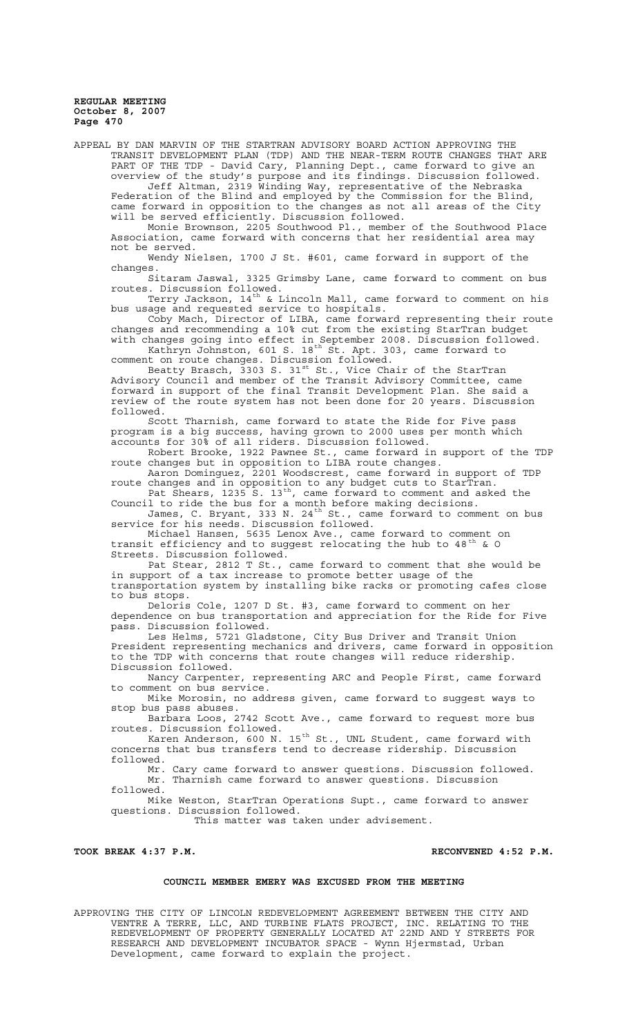APPEAL BY DAN MARVIN OF THE STARTRAN ADVISORY BOARD ACTION APPROVING THE TRANSIT DEVELOPMENT PLAN (TDP) AND THE NEAR-TERM ROUTE CHANGES THAT ARE PART OF THE TDP - David Cary, Planning Dept., came forward to give an overview of the study's purpose and its findings. Discussion followed.

Jeff Altman, 2319 Winding Way, representative of the Nebraska Federation of the Blind and employed by the Commission for the Blind, came forward in opposition to the changes as not all areas of the City will be served efficiently. Discussion followed.

Monie Brownson, 2205 Southwood Pl., member of the Southwood Place Association, came forward with concerns that her residential area may not be served.

Wendy Nielsen, 1700 J St. #601, came forward in support of the changes.

Sitaram Jaswal, 3325 Grimsby Lane, came forward to comment on bus routes. Discussion followed.

Terry Jackson, 14th & Lincoln Mall, came forward to comment on his bus usage and requested service to hospitals.

Coby Mach, Director of LIBA, came forward representing their route changes and recommending a 10% cut from the existing StarTran budget with changes going into effect in September 2008. Discussion followed.

Kathryn Johnston, 601 S. 18th St. Apt. 303, came forward to comment on route changes. Discussion followed.

Beatty Brasch, 3303 S. 31st St., Vice Chair of the StarTran Advisory Council and member of the Transit Advisory Committee, came forward in support of the final Transit Development Plan. She said a review of the route system has not been done for 20 years. Discussion followed.

Scott Tharnish, came forward to state the Ride for Five pass program is a big success, having grown to 2000 uses per month which accounts for 30% of all riders. Discussion followed.

Robert Brooke, 1922 Pawnee St., came forward in support of the TDP route changes but in opposition to LIBA route changes.

Aaron Dominguez, 2201 Woodscrest, came forward in support of TDP route changes and in opposition to any budget cuts to StarTran.

Pat Shears, 1235 S. 13th, came forward to comment and asked the Council to ride the bus for a month before making decisions.

James, C. Bryant, 333 N. 24th St., came forward to comment on bus service for his needs. Discussion followed.

Michael Hansen, 5635 Lenox Ave., came forward to comment on transit efficiency and to suggest relocating the hub to 48th & O Streets. Discussion followed.

Pat Stear, 2812 T St., came forward to comment that she would be in support of a tax increase to promote better usage of the transportation system by installing bike racks or promoting cafes close to bus stops.

Deloris Cole, 1207 D St. #3, came forward to comment on her dependence on bus transportation and appreciation for the Ride for Five pass. Discussion followed.

Les Helms, 5721 Gladstone, City Bus Driver and Transit Union President representing mechanics and drivers, came forward in opposition to the TDP with concerns that route changes will reduce ridership. Discussion followed.

Nancy Carpenter, representing ARC and People First, came forward to comment on bus service.

Mike Morosin, no address given, came forward to suggest ways to stop bus pass abuses.

Barbara Loos, 2742 Scott Ave., came forward to request more bus routes. Discussion followed.

Karen Anderson, 600 N. 15th St., UNL Student, came forward with concerns that bus transfers tend to decrease ridership. Discussion followed.

Mr. Cary came forward to answer questions. Discussion followed.

Mr. Tharnish came forward to answer questions. Discussion followed.

Mike Weston, StarTran Operations Supt., came forward to answer questions. Discussion followed.

This matter was taken under advisement.

**TOOK BREAK 4:37 P.M.** **RECONVENED 4:52 P.M.**

**COUNCIL MEMBER EMERY WAS EXCUSED FROM THE MEETING**

APPROVING THE CITY OF LINCOLN REDEVELOPMENT AGREEMENT BETWEEN THE CITY AND VENTRE A TERRE, LLC, AND TURBINE FLATS PROJECT, INC. RELATING TO THE REDEVELOPMENT OF PROPERTY GENERALLY LOCATED AT 22ND AND Y STREETS FOR RESEARCH AND DEVELOPMENT INCUBATOR SPACE - Wynn Hjermstad, Urban Development, came forward to explain the project.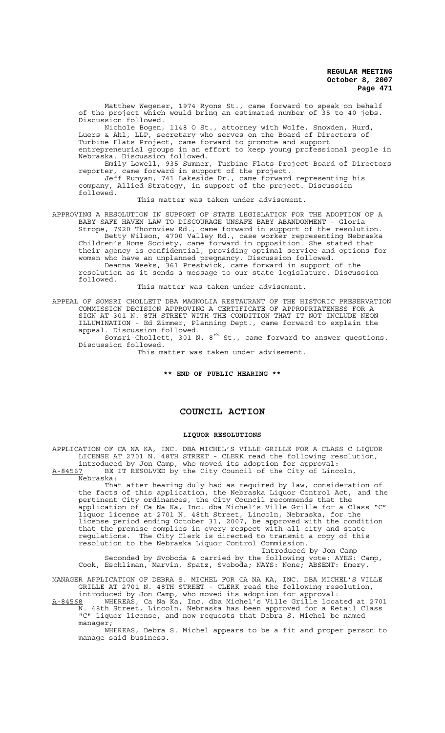Matthew Wegener, 1974 Ryons St., came forward to speak on behalf of the project which would bring an estimated number of 35 to 40 jobs. Discussion followed.

Nichole Bogen, 1148 O St., attorney with Wolfe, Snowden, Hurd, Luers & Ahl, LLP, secretary who serves on the Board of Directors of Turbine Flats Project, came forward to promote and support entrepreneurial groups in an effort to keep young professional people in Nebraska. Discussion followed.

Emily Lowell, 935 Sumner, Turbine Flats Project Board of Directors reporter, came forward in support of the project.

Jeff Runyan, 741 Lakeside Dr., came forward representing his company, Allied Strategy, in support of the project. Discussion followed.

This matter was taken under advisement.

APPROVING A RESOLUTION IN SUPPORT OF STATE LEGISLATION FOR THE ADOPTION OF A BABY SAFE HAVEN LAW TO DISCOURAGE UNSAFE BABY ABANDONMENT - Gloria Strope, 7920 Thornview Rd., came forward in support of the resolution.

Betty Wilson, 4700 Valley Rd., case worker representing Nebraska Children's Home Society, came forward in opposition. She stated that their agency is confidential, providing optimal service and options for women who have an unplanned pregnancy. Discussion followed.

Deanna Weeks, 361 Prestwick, came forward in support of the resolution as it sends a message to our state legislature. Discussion followed.

This matter was taken under advisement.

APPEAL OF SOMSRI CHOLLETT DBA MAGNOLIA RESTAURANT OF THE HISTORIC PRESERVATION COMMISSION DECISION APPROVING A CERTIFICATE OF APPROPRIATENESS FOR A SIGN AT 301 N. 8TH STREET WITH THE CONDITION THAT IT NOT INCLUDE NEON ILLUMINATION - Ed Zimmer, Planning Dept., came forward to explain the appeal. Discussion followed.

Somsri Chollett, 301 N. 8th St., came forward to answer questions. Discussion followed.

This matter was taken under advisement.

**\*\* END OF PUBLIC HEARING \*\***

# COUNCIL ACTION

## LIQUOR RESOLUTIONS

APPLICATION OF CA NA KA, INC. DBA MICHEL'S VILLE GRILLE FOR A CLASS C LIQUOR LICENSE AT 2701 N. 48TH STREET - CLERK read the following resolution, introduced by Jon Camp, who moved its adoption for approval:

A-84567 BE IT RESOLVED by the City Council of the City of Lincoln, Nebraska:

That after hearing duly had as required by law, consideration of the facts of this application, the Nebraska Liquor Control Act, and the pertinent City ordinances, the City Council recommends that the application of Ca Na Ka, Inc. dba Michel's Ville Grille for a Class "C" liquor license at 2701 N. 48th Street, Lincoln, Nebraska, for the license period ending October 31, 2007, be approved with the condition that the premise complies in every respect with all city and state regulations. The City Clerk is directed to transmit a copy of this resolution to the Nebraska Liquor Control Commission.

Introduced by Jon Camp

Seconded by Svoboda & carried by the following vote: AYES: Camp, Cook, Eschliman, Marvin, Spatz, Svoboda; NAYS: None; ABSENT: Emery.

MANAGER APPLICATION OF DEBRA S. MICHEL FOR CA NA KA, INC. DBA MICHEL'S VILLE GRILLE AT 2701 N. 48TH STREET - CLERK read the following resolution, introduced by Jon Camp, who moved its adoption for approval:

A-84568 WHEREAS, Ca Na Ka, Inc. dba Michel's Ville Grille located at 2701 N. 48th Street, Lincoln, Nebraska has been approved for a Retail Class "C" liquor license, and now requests that Debra S. Michel be named manager;

WHEREAS, Debra S. Michel appears to be a fit and proper person to manage said business.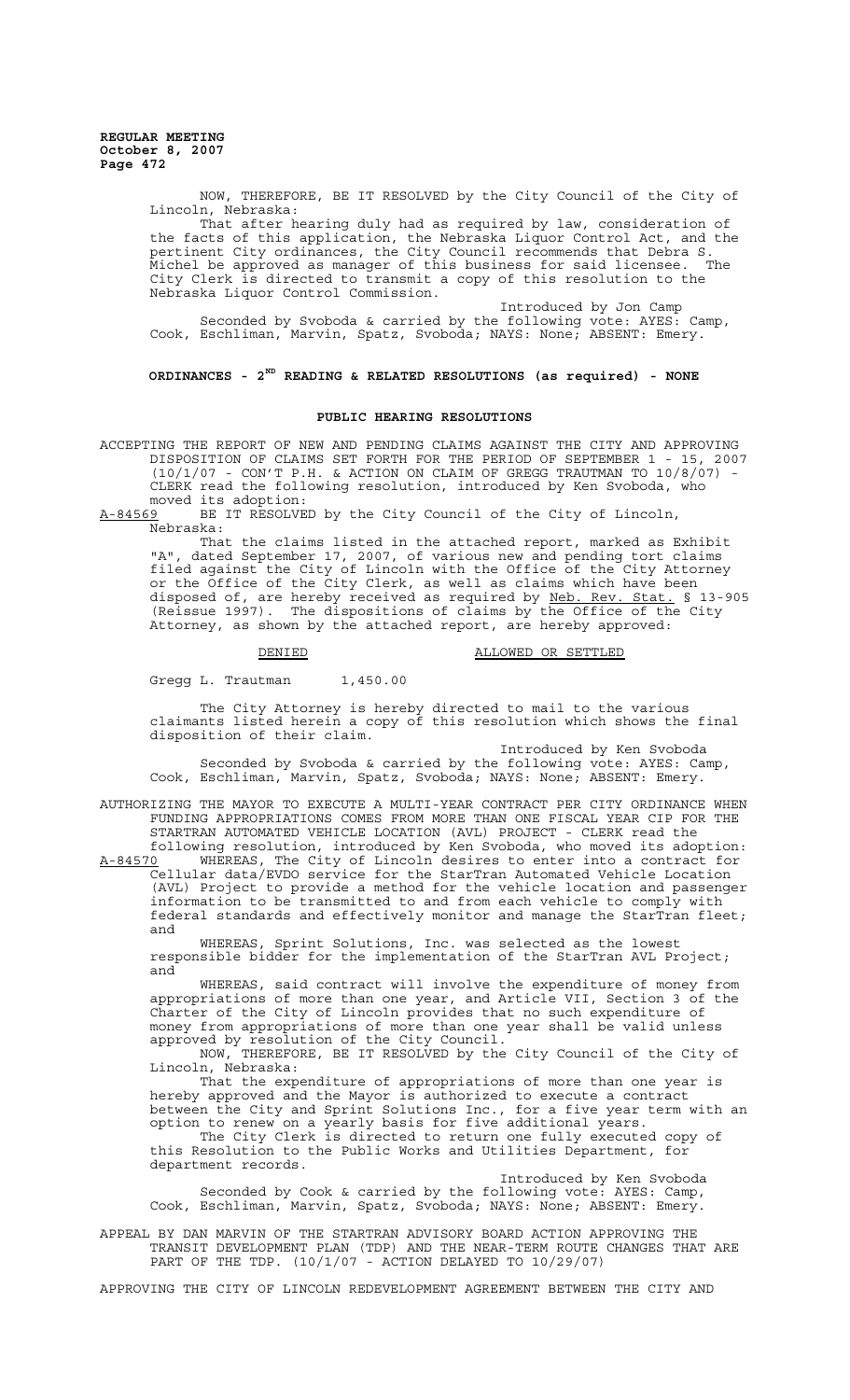NOW, THEREFORE, BE IT RESOLVED by the City Council of the City of Lincoln, Nebraska:

That after hearing duly had as required by law, consideration of the facts of this application, the Nebraska Liquor Control Act, and the pertinent City ordinances, the City Council recommends that Debra S. Michel be approved as manager of this business for said licensee. The City Clerk is directed to transmit a copy of this resolution to the Nebraska Liquor Control Commission.

Introduced by Jon Camp

Seconded by Svoboda & carried by the following vote: AYES: Camp, Cook, Eschliman, Marvin, Spatz, Svoboda; NAYS: None; ABSENT: Emery.

## ORDINANCES - 2ND READING & RELATED RESOLUTIONS (as required) - NONE

## PUBLIC HEARING RESOLUTIONS

ACCEPTING THE REPORT OF NEW AND PENDING CLAIMS AGAINST THE CITY AND APPROVING DISPOSITION OF CLAIMS SET FORTH FOR THE PERIOD OF SEPTEMBER 1 - 15, 2007 (10/1/07 - CON'T P.H. & ACTION ON CLAIM OF GREGG TRAUTMAN TO 10/8/07) - CLERK read the following resolution, introduced by Ken Svoboda, who moved its adoption:

A-84569 BE IT RESOLVED by the City Council of the City of Lincoln, Nebraska:

That the claims listed in the attached report, marked as Exhibit "A", dated September 17, 2007, of various new and pending tort claims filed against the City of Lincoln with the Office of the City Attorney or the Office of the City Clerk, as well as claims which have been disposed of, are hereby received as required by Neb. Rev. Stat. § 13-905 (Reissue 1997). The dispositions of claims by the Office of the City Attorney, as shown by the attached report, are hereby approved:

| DENIED | | ALLOWED OR SETTLED |
|---|---|---|
| Gregg L. Trautman | 1,450.00 | |

The City Attorney is hereby directed to mail to the various claimants listed herein a copy of this resolution which shows the final disposition of their claim.

Introduced by Ken Svoboda

Seconded by Svoboda & carried by the following vote: AYES: Camp, Cook, Eschliman, Marvin, Spatz, Svoboda; NAYS: None; ABSENT: Emery.

AUTHORIZING THE MAYOR TO EXECUTE A MULTI-YEAR CONTRACT PER CITY ORDINANCE WHEN FUNDING APPROPRIATIONS COMES FROM MORE THAN ONE FISCAL YEAR CIP FOR THE STARTRAN AUTOMATED VEHICLE LOCATION (AVL) PROJECT - CLERK read the following resolution, introduced by Ken Svoboda, who moved its adoption:

A-84570 WHEREAS, The City of Lincoln desires to enter into a contract for Cellular data/EVDO service for the StarTran Automated Vehicle Location (AVL) Project to provide a method for the vehicle location and passenger information to be transmitted to and from each vehicle to comply with federal standards and effectively monitor and manage the StarTran fleet; and

WHEREAS, Sprint Solutions, Inc. was selected as the lowest responsible bidder for the implementation of the StarTran AVL Project; and

WHEREAS, said contract will involve the expenditure of money from appropriations of more than one year, and Article VII, Section 3 of the Charter of the City of Lincoln provides that no such expenditure of money from appropriations of more than one year shall be valid unless approved by resolution of the City Council.

NOW, THEREFORE, BE IT RESOLVED by the City Council of the City of Lincoln, Nebraska:

That the expenditure of appropriations of more than one year is hereby approved and the Mayor is authorized to execute a contract between the City and Sprint Solutions Inc., for a five year term with an option to renew on a yearly basis for five additional years.

The City Clerk is directed to return one fully executed copy of this Resolution to the Public Works and Utilities Department, for department records.

Introduced by Ken Svoboda

Seconded by Cook & carried by the following vote: AYES: Camp, Cook, Eschliman, Marvin, Spatz, Svoboda; NAYS: None; ABSENT: Emery.

APPEAL BY DAN MARVIN OF THE STARTRAN ADVISORY BOARD ACTION APPROVING THE TRANSIT DEVELOPMENT PLAN (TDP) AND THE NEAR-TERM ROUTE CHANGES THAT ARE PART OF THE TDP. (10/1/07 - ACTION DELAYED TO 10/29/07)

APPROVING THE CITY OF LINCOLN REDEVELOPMENT AGREEMENT BETWEEN THE CITY AND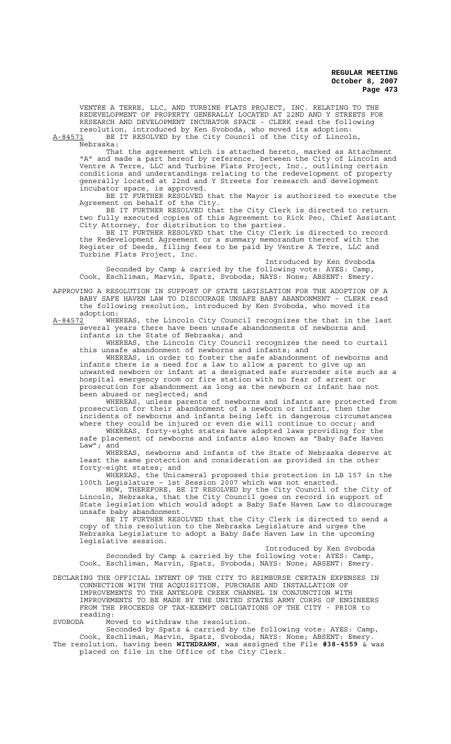VENTRE A TERRE, LLC, AND TURBINE FLATS PROJECT, INC. RELATING TO THE REDEVELOPMENT OF PROPERTY GENERALLY LOCATED AT 22ND AND Y STREETS FOR RESEARCH AND DEVELOPMENT INCUBATOR SPACE - CLERK read the following resolution, introduced by Ken Svoboda, who moved its adoption:

A-84571 BE IT RESOLVED by the City Council of the City of Lincoln, Nebraska:

That the agreement which is attached hereto, marked as Attachment "A" and made a part hereof by reference, between the City of Lincoln and Ventre A Terre, LLC and Turbine Flats Project, Inc., outlining certain conditions and understandings relating to the redevelopment of property generally located at 22nd and Y Streets for research and development incubator space, is approved.

BE IT FURTHER RESOLVED that the Mayor is authorized to execute the Agreement on behalf of the City.

BE IT FURTHER RESOLVED that the City Clerk is directed to return two fully executed copies of this Agreement to Rick Peo, Chief Assistant City Attorney, for distribution to the parties.

BE IT FURTHER RESOLVED that the City Clerk is directed to record the Redevelopment Agreement or a summary memorandum thereof with the Register of Deeds, filing fees to be paid by Ventre A Terre, LLC and Turbine Flats Project, Inc.

Introduced by Ken Svoboda

Seconded by Camp & carried by the following vote: AYES: Camp, Cook, Eschliman, Marvin, Spatz, Svoboda; NAYS: None; ABSENT: Emery.

APPROVING A RESOLUTION IN SUPPORT OF STATE LEGISLATION FOR THE ADOPTION OF A BABY SAFE HAVEN LAW TO DISCOURAGE UNSAFE BABY ABANDONMENT - CLERK read the following resolution, introduced by Ken Svoboda, who moved its adoption:

A-84572 WHEREAS, the Lincoln City Council recognizes the that in the last several years there have been unsafe abandonments of newborns and infants in the State of Nebraska; and

WHEREAS, the Lincoln City Council recognizes the need to curtail this unsafe abandonment of newborns and infants; and

WHEREAS, in order to foster the safe abandonment of newborns and infants there is a need for a law to allow a parent to give up an unwanted newborn or infant at a designated safe surrender site such as a hospital emergency room or fire station with no fear of arrest or prosecution for abandonment as long as the newborn or infant has not been abused or neglected; and

WHEREAS, unless parents of newborns and infants are protected from prosecution for their abandonment of a newborn or infant, then the incidents of newborns and infants being left in dangerous circumstances where they could be injured or even die will continue to occur; and

WHEREAS, forty-eight states have adopted laws providing for the safe placement of newborns and infants also known as "Baby Safe Haven Law"; and

WHEREAS, newborns and infants of the State of Nebraska deserve at least the same protection and consideration as provided in the other forty-eight states; and

WHEREAS, the Unicameral proposed this protection in LB 157 in the 100th Legislature – 1st Session 2007 which was not enacted.

NOW, THEREFORE, BE IT RESOLVED by the City Council of the City of Lincoln, Nebraska, that the City Council goes on record in support of State legislation which would adopt a Baby Safe Haven Law to discourage unsafe baby abandonment.

BE IT FURTHER RESOLVED that the City Clerk is directed to send a copy of this resolution to the Nebraska Legislature and urges the Nebraska Legislature to adopt a Baby Safe Haven Law in the upcoming legislative session.

Introduced by Ken Svoboda

Seconded by Camp & carried by the following vote: AYES: Camp, Cook, Eschliman, Marvin, Spatz, Svoboda; NAYS: None; ABSENT: Emery.

DECLARING THE OFFICIAL INTENT OF THE CITY TO REIMBURSE CERTAIN EXPENSES IN CONNECTION WITH THE ACQUISITION, PURCHASE AND INSTALLATION OF IMPROVEMENTS TO THE ANTELOPE CREEK CHANNEL IN CONJUNCTION WITH IMPROVEMENTS TO BE MADE BY THE UNITED STATES ARMY CORPS OF ENGINEERS FROM THE PROCEEDS OF TAX-EXEMPT OBLIGATIONS OF THE CITY - PRIOR to reading:

SVOBODA Moved to withdraw the resolution.

Seconded by Spatz & carried by the following vote: AYES: Camp, Cook, Eschliman, Marvin, Spatz, Svoboda; NAYS: None; ABSENT: Emery.

The resolution, having been **WITHDRAWN**, was assigned the File **#38-4559** & was placed on file in the Office of the City Clerk.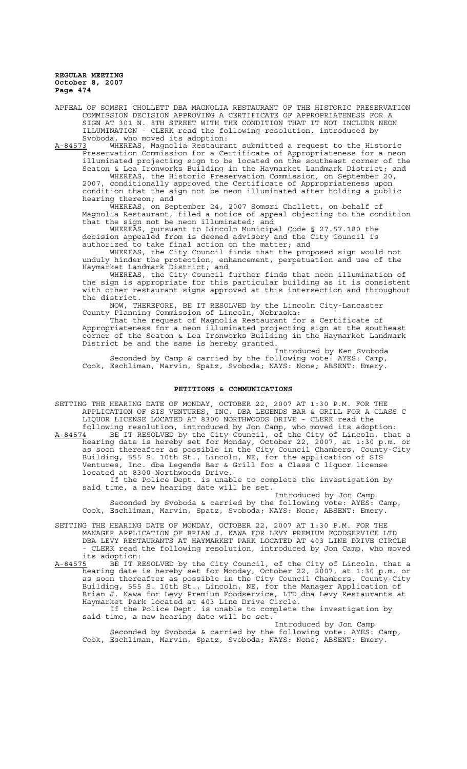APPEAL OF SOMSRI CHOLLETT DBA MAGNOLIA RESTAURANT OF THE HISTORIC PRESERVATION COMMISSION DECISION APPROVING A CERTIFICATE OF APPROPRIATENESS FOR A SIGN AT 301 N. 8TH STREET WITH THE CONDITION THAT IT NOT INCLUDE NEON ILLUMINATION - CLERK read the following resolution, introduced by Svoboda, who moved its adoption:

A-84573 WHEREAS, Magnolia Restaurant submitted a request to the Historic Preservation Commission for a Certificate of Appropriateness for a neon illuminated projecting sign to be located on the southeast corner of the Seaton & Lea Ironworks Building in the Haymarket Landmark District; and

WHEREAS, the Historic Preservation Commission, on September 20, 2007, conditionally approved the Certificate of Appropriateness upon condition that the sign not be neon illuminated after holding a public hearing thereon; and

WHEREAS, on September 24, 2007 Somsri Chollett, on behalf of Magnolia Restaurant, filed a notice of appeal objecting to the condition that the sign not be neon illuminated; and

WHEREAS, pursuant to Lincoln Municipal Code § 27.57.180 the decision appealed from is deemed advisory and the City Council is authorized to take final action on the matter; and

WHEREAS, the City Council finds that the proposed sign would not unduly hinder the protection, enhancement, perpetuation and use of the Haymarket Landmark District; and

WHEREAS, the City Council further finds that neon illumination of the sign is appropriate for this particular building as it is consistent with other restaurant signs approved at this intersection and throughout the district.

NOW, THEREFORE, BE IT RESOLVED by the Lincoln City-Lancaster County Planning Commission of Lincoln, Nebraska:

That the request of Magnolia Restaurant for a Certificate of Appropriateness for a neon illuminated projecting sign at the southeast corner of the Seaton & Lea Ironworks Building in the Haymarket Landmark District be and the same is hereby granted.

Introduced by Ken Svoboda

Seconded by Camp & carried by the following vote: AYES: Camp, Cook, Eschliman, Marvin, Spatz, Svoboda; NAYS: None; ABSENT: Emery.

## PETITIONS & COMMUNICATIONS

SETTING THE HEARING DATE OF MONDAY, OCTOBER 22, 2007 AT 1:30 P.M. FOR THE APPLICATION OF SIS VENTURES, INC. DBA LEGENDS BAR & GRILL FOR A CLASS C LIQUOR LICENSE LOCATED AT 8300 NORTHWOODS DRIVE - CLERK read the following resolution, introduced by Jon Camp, who moved its adoption:

A-84574 BE IT RESOLVED by the City Council, of the City of Lincoln, that a hearing date is hereby set for Monday, October 22, 2007, at 1:30 p.m. or as soon thereafter as possible in the City Council Chambers, County-City Building, 555 S. 10th St., Lincoln, NE, for the application of SIS Ventures, Inc. dba Legends Bar & Grill for a Class C liquor license located at 8300 Northwoods Drive.

If the Police Dept. is unable to complete the investigation by said time, a new hearing date will be set.

Introduced by Jon Camp

Seconded by Svoboda & carried by the following vote: AYES: Camp, Cook, Eschliman, Marvin, Spatz, Svoboda; NAYS: None; ABSENT: Emery.

SETTING THE HEARING DATE OF MONDAY, OCTOBER 22, 2007 AT 1:30 P.M. FOR THE MANAGER APPLICATION OF BRIAN J. KAWA FOR LEVY PREMIUM FOODSERVICE LTD DBA LEVY RESTAURANTS AT HAYMARKET PARK LOCATED AT 403 LINE DRIVE CIRCLE - CLERK read the following resolution, introduced by Jon Camp, who moved its adoption:

A-84575 BE IT RESOLVED by the City Council, of the City of Lincoln, that a hearing date is hereby set for Monday, October 22, 2007, at 1:30 p.m. or as soon thereafter as possible in the City Council Chambers, County-City Building, 555 S. 10th St., Lincoln, NE, for the Manager Application of Brian J. Kawa for Levy Premium Foodservice, LTD dba Levy Restaurants at Haymarket Park located at 403 Line Drive Circle.

If the Police Dept. is unable to complete the investigation by said time, a new hearing date will be set.

Introduced by Jon Camp

Seconded by Svoboda & carried by the following vote: AYES: Camp, Cook, Eschliman, Marvin, Spatz, Svoboda; NAYS: None; ABSENT: Emery.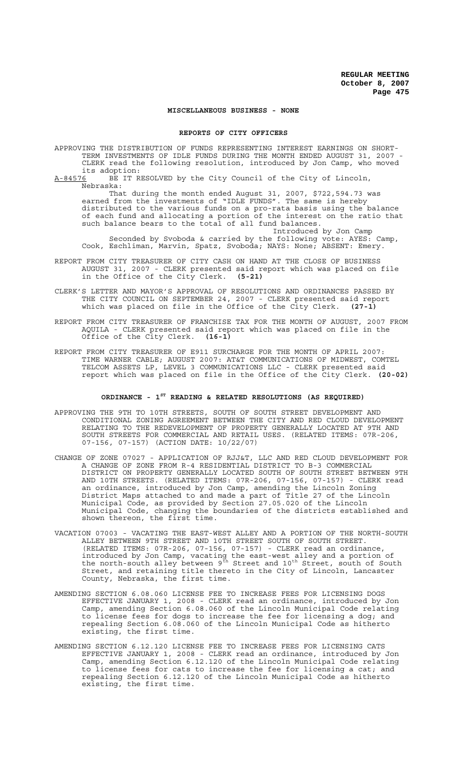## MISCELLANEOUS BUSINESS - NONE

## REPORTS OF CITY OFFICERS

APPROVING THE DISTRIBUTION OF FUNDS REPRESENTING INTEREST EARNINGS ON SHORT-TERM INVESTMENTS OF IDLE FUNDS DURING THE MONTH ENDED AUGUST 31, 2007 - CLERK read the following resolution, introduced by Jon Camp, who moved its adoption:

A-84576 BE IT RESOLVED by the City Council of the City of Lincoln, Nebraska:

That during the month ended August 31, 2007, $722,594.73 was earned from the investments of "IDLE FUNDS". The same is hereby distributed to the various funds on a pro-rata basis using the balance of each fund and allocating a portion of the interest on the ratio that such balance bears to the total of all fund balances.

Introduced by Jon Camp

Seconded by Svoboda & carried by the following vote: AYES: Camp, Cook, Eschliman, Marvin, Spatz, Svoboda; NAYS: None; ABSENT: Emery.

REPORT FROM CITY TREASURER OF CITY CASH ON HAND AT THE CLOSE OF BUSINESS AUGUST 31, 2007 - CLERK presented said report which was placed on file in the Office of the City Clerk. **(5-21)**

CLERK'S LETTER AND MAYOR'S APPROVAL OF RESOLUTIONS AND ORDINANCES PASSED BY THE CITY COUNCIL ON SEPTEMBER 24, 2007 - CLERK presented said report which was placed on file in the Office of the City Clerk. **(27-1)**

REPORT FROM CITY TREASURER OF FRANCHISE TAX FOR THE MONTH OF AUGUST, 2007 FROM AQUILA - CLERK presented said report which was placed on file in the Office of the City Clerk. **(16-1)**

REPORT FROM CITY TREASURER OF E911 SURCHARGE FOR THE MONTH OF APRIL 2007: TIME WARNER CABLE; AUGUST 2007: AT&T COMMUNICATIONS OF MIDWEST, COMTEL TELCOM ASSETS LP, LEVEL 3 COMMUNICATIONS LLC - CLERK presented said report which was placed on file in the Office of the City Clerk. **(20-02)**

## ORDINANCE - 1ST READING & RELATED RESOLUTIONS (AS REQUIRED)

APPROVING THE 9TH TO 10TH STREETS, SOUTH OF SOUTH STREET DEVELOPMENT AND CONDITIONAL ZONING AGREEMENT BETWEEN THE CITY AND RED CLOUD DEVELOPMENT RELATING TO THE REDEVELOPMENT OF PROPERTY GENERALLY LOCATED AT 9TH AND SOUTH STREETS FOR COMMERCIAL AND RETAIL USES. (RELATED ITEMS: 07R-206, 07-156, 07-157) (ACTION DATE: 10/22/07)

CHANGE OF ZONE 07027 - APPLICATION OF RJJ&T, LLC AND RED CLOUD DEVELOPMENT FOR A CHANGE OF ZONE FROM R-4 RESIDENTIAL DISTRICT TO B-3 COMMERCIAL DISTRICT ON PROPERTY GENERALLY LOCATED SOUTH OF SOUTH STREET BETWEEN 9TH AND 10TH STREETS. (RELATED ITEMS: 07R-206, 07-156, 07-157) - CLERK read an ordinance, introduced by Jon Camp, amending the Lincoln Zoning District Maps attached to and made a part of Title 27 of the Lincoln Municipal Code, as provided by Section 27.05.020 of the Lincoln Municipal Code, changing the boundaries of the districts established and shown thereon, the first time.

VACATION 07003 - VACATING THE EAST-WEST ALLEY AND A PORTION OF THE NORTH-SOUTH ALLEY BETWEEN 9TH STREET AND 10TH STREET SOUTH OF SOUTH STREET. (RELATED ITEMS: 07R-206, 07-156, 07-157) - CLERK read an ordinance, introduced by Jon Camp, vacating the east-west alley and a portion of the north-south alley between 9th Street and 10th Street, south of South Street, and retaining title thereto in the City of Lincoln, Lancaster County, Nebraska, the first time.

AMENDING SECTION 6.08.060 LICENSE FEE TO INCREASE FEES FOR LICENSING DOGS EFFECTIVE JANUARY 1, 2008 - CLERK read an ordinance, introduced by Jon Camp, amending Section 6.08.060 of the Lincoln Municipal Code relating to license fees for dogs to increase the fee for licensing a dog; and repealing Section 6.08.060 of the Lincoln Municipal Code as hitherto existing, the first time.

AMENDING SECTION 6.12.120 LICENSE FEE TO INCREASE FEES FOR LICENSING CATS EFFECTIVE JANUARY 1, 2008 - CLERK read an ordinance, introduced by Jon Camp, amending Section 6.12.120 of the Lincoln Municipal Code relating to license fees for cats to increase the fee for licensing a cat; and repealing Section 6.12.120 of the Lincoln Municipal Code as hitherto existing, the first time.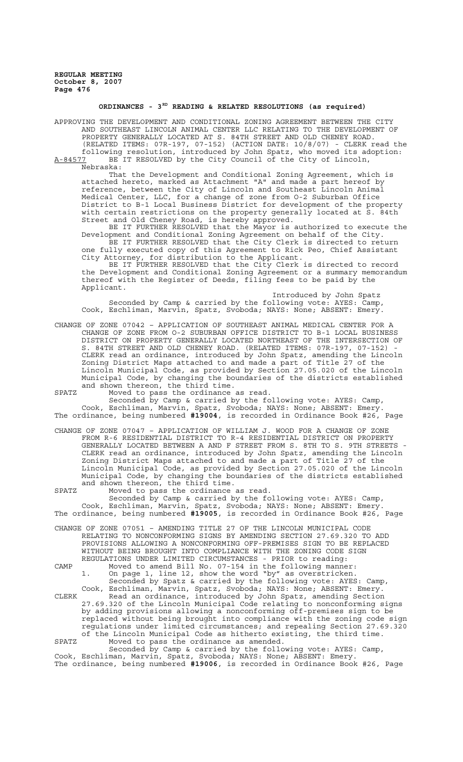## ORDINANCES - 3[RD] READING & RELATED RESOLUTIONS (as required)

APPROVING THE DEVELOPMENT AND CONDITIONAL ZONING AGREEMENT BETWEEN THE CITY AND SOUTHEAST LINCOLN ANIMAL CENTER LLC RELATING TO THE DEVELOPMENT OF PROPERTY GENERALLY LOCATED AT S. 84TH STREET AND OLD CHENEY ROAD. (RELATED ITEMS: 07R-197, 07-152) (ACTION DATE: 10/8/07) - CLERK read the following resolution, introduced by John Spatz, who moved its adoption:

A-84577 BE IT RESOLVED by the City Council of the City of Lincoln, Nebraska:

That the Development and Conditional Zoning Agreement, which is attached hereto, marked as Attachment "A" and made a part hereof by reference, between the City of Lincoln and Southeast Lincoln Animal Medical Center, LLC, for a change of zone from O-2 Suburban Office District to B-1 Local Business District for development of the property with certain restrictions on the property generally located at S. 84th Street and Old Cheney Road, is hereby approved.

BE IT FURTHER RESOLVED that the Mayor is authorized to execute the Development and Conditional Zoning Agreement on behalf of the City.

BE IT FURTHER RESOLVED that the City Clerk is directed to return one fully executed copy of this Agreement to Rick Peo, Chief Assistant City Attorney, for distribution to the Applicant.

BE IT FURTHER RESOLVED that the City Clerk is directed to record the Development and Conditional Zoning Agreement or a summary memorandum thereof with the Register of Deeds, filing fees to be paid by the Applicant.

Introduced by John Spatz

Seconded by Camp & carried by the following vote: AYES: Camp, Cook, Eschliman, Marvin, Spatz, Svoboda; NAYS: None; ABSENT: Emery.

CHANGE OF ZONE 07042 – APPLICATION OF SOUTHEAST ANIMAL MEDICAL CENTER FOR A CHANGE OF ZONE FROM O-2 SUBURBAN OFFICE DISTRICT TO B-1 LOCAL BUSINESS DISTRICT ON PROPERTY GENERALLY LOCATED NORTHEAST OF THE INTERSECTION OF S. 84TH STREET AND OLD CHENEY ROAD. (RELATED ITEMS: 07R-197, 07-152) - CLERK read an ordinance, introduced by John Spatz, amending the Lincoln Zoning District Maps attached to and made a part of Title 27 of the Lincoln Municipal Code, as provided by Section 27.05.020 of the Lincoln Municipal Code, by changing the boundaries of the districts established and shown thereon, the third time.

SPATZ Moved to pass the ordinance as read.

Seconded by Camp & carried by the following vote: AYES: Camp, Cook, Eschliman, Marvin, Spatz, Svoboda; NAYS: None; ABSENT: Emery.

The ordinance, being numbered **#19004**, is recorded in Ordinance Book #26, Page

CHANGE OF ZONE 07047 – APPLICATION OF WILLIAM J. WOOD FOR A CHANGE OF ZONE FROM R-6 RESIDENTIAL DISTRICT TO R-4 RESIDENTIAL DISTRICT ON PROPERTY GENERALLY LOCATED BETWEEN A AND F STREET FROM S. 8TH TO S. 9TH STREETS - CLERK read an ordinance, introduced by John Spatz, amending the Lincoln Zoning District Maps attached to and made a part of Title 27 of the Lincoln Municipal Code, as provided by Section 27.05.020 of the Lincoln Municipal Code, by changing the boundaries of the districts established and shown thereon, the third time.

SPATZ Moved to pass the ordinance as read.

Seconded by Camp & carried by the following vote: AYES: Camp, Cook, Eschliman, Marvin, Spatz, Svoboda; NAYS: None; ABSENT: Emery.

The ordinance, being numbered **#19005**, is recorded in Ordinance Book #26, Page

CHANGE OF ZONE 07051 – AMENDING TITLE 27 OF THE LINCOLN MUNICIPAL CODE RELATING TO NONCONFORMING SIGNS BY AMENDING SECTION 27.69.320 TO ADD PROVISIONS ALLOWING A NONCONFORMING OFF-PREMISES SIGN TO BE REPLACED WITHOUT BEING BROUGHT INTO COMPLIANCE WITH THE ZONING CODE SIGN REGULATIONS UNDER LIMITED CIRCUMSTANCES - PRIOR to reading:

CAMP Moved to amend Bill No. 07-154 in the following manner:

1. On page 1, line 12, show the word "by" as overstricken.

Seconded by Spatz & carried by the following vote: AYES: Camp, Cook, Eschliman, Marvin, Spatz, Svoboda; NAYS: None; ABSENT: Emery.

CLERK Read an ordinance, introduced by John Spatz, amending Section 27.69.320 of the Lincoln Municipal Code relating to nonconforming signs by adding provisions allowing a nonconforming off-premises sign to be replaced without being brought into compliance with the zoning code sign regulations under limited circumstances; and repealing Section 27.69.320 of the Lincoln Municipal Code as hitherto existing, the third time.

SPATZ Moved to pass the ordinance as amended.

Seconded by Camp & carried by the following vote: AYES: Camp, Cook, Eschliman, Marvin, Spatz, Svoboda; NAYS: None; ABSENT: Emery.

The ordinance, being numbered **#19006**, is recorded in Ordinance Book #26, Page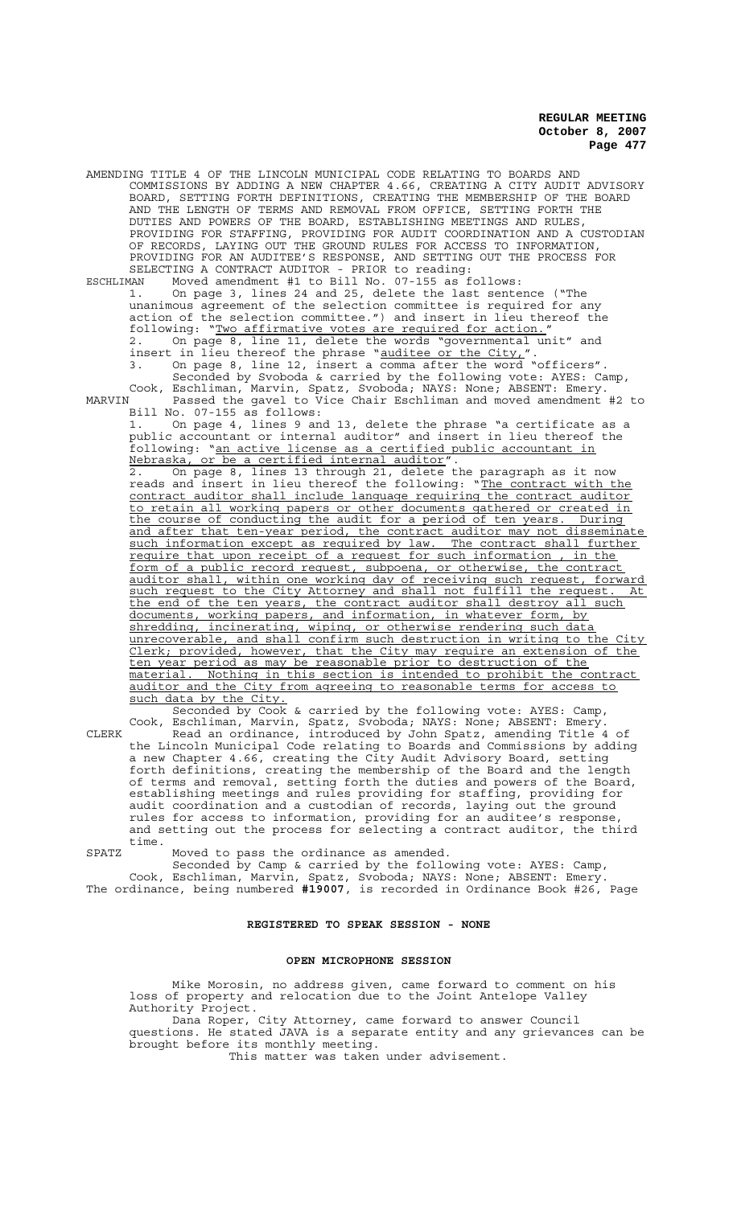AMENDING TITLE 4 OF THE LINCOLN MUNICIPAL CODE RELATING TO BOARDS AND COMMISSIONS BY ADDING A NEW CHAPTER 4.66, CREATING A CITY AUDIT ADVISORY BOARD, SETTING FORTH DEFINITIONS, CREATING THE MEMBERSHIP OF THE BOARD AND THE LENGTH OF TERMS AND REMOVAL FROM OFFICE, SETTING FORTH THE DUTIES AND POWERS OF THE BOARD, ESTABLISHING MEETINGS AND RULES, PROVIDING FOR STAFFING, PROVIDING FOR AUDIT COORDINATION AND A CUSTODIAN OF RECORDS, LAYING OUT THE GROUND RULES FOR ACCESS TO INFORMATION, PROVIDING FOR AN AUDITEE'S RESPONSE, AND SETTING OUT THE PROCESS FOR SELECTING A CONTRACT AUDITOR - PRIOR to reading:

ESCHLIMAN Moved amendment #1 to Bill No. 07-155 as follows:

1. On page 3, lines 24 and 25, delete the last sentence ("The unanimous agreement of the selection committee is required for any action of the selection committee.") and insert in lieu thereof the following: "Two affirmative votes are required for action."
2. On page 8, line 11, delete the words "governmental unit" and insert in lieu thereof the phrase "auditee or the City,".
3. On page 8, line 12, insert a comma after the word "officers".

Seconded by Svoboda & carried by the following vote: AYES: Camp, Cook, Eschliman, Marvin, Spatz, Svoboda; NAYS: None; ABSENT: Emery.

MARVIN Passed the gavel to Vice Chair Eschliman and moved amendment #2 to Bill No. 07-155 as follows:

1. On page 4, lines 9 and 13, delete the phrase "a certificate as a public accountant or internal auditor" and insert in lieu thereof the following: "an active license as a certified public accountant in Nebraska, or be a certified internal auditor".
2. On page 8, lines 13 through 21, delete the paragraph as it now reads and insert in lieu thereof the following: "The contract with the contract auditor shall include language requiring the contract auditor to retain all working papers or other documents gathered or created in the course of conducting the audit for a period of ten years. During and after that ten-year period, the contract auditor may not disseminate such information except as required by law. The contract shall further require that upon receipt of a request for such information , in the form of a public record request, subpoena, or otherwise, the contract auditor shall, within one working day of receiving such request, forward such request to the City Attorney and shall not fulfill the request. At the end of the ten years, the contract auditor shall destroy all such documents, working papers, and information, in whatever form, by shredding, incinerating, wiping, or otherwise rendering such data unrecoverable, and shall confirm such destruction in writing to the City Clerk; provided, however, that the City may require an extension of the ten year period as may be reasonable prior to destruction of the material. Nothing in this section is intended to prohibit the contract auditor and the City from agreeing to reasonable terms for access to such data by the City.

Seconded by Cook & carried by the following vote: AYES: Camp, Cook, Eschliman, Marvin, Spatz, Svoboda; NAYS: None; ABSENT: Emery.

CLERK Read an ordinance, introduced by John Spatz, amending Title 4 of the Lincoln Municipal Code relating to Boards and Commissions by adding a new Chapter 4.66, creating the City Audit Advisory Board, setting forth definitions, creating the membership of the Board and the length of terms and removal, setting forth the duties and powers of the Board, establishing meetings and rules providing for staffing, providing for audit coordination and a custodian of records, laying out the ground rules for access to information, providing for an auditee's response, and setting out the process for selecting a contract auditor, the third time.

SPATZ Moved to pass the ordinance as amended.

Seconded by Camp & carried by the following vote: AYES: Camp, Cook, Eschliman, Marvin, Spatz, Svoboda; NAYS: None; ABSENT: Emery.

The ordinance, being numbered **#19007**, is recorded in Ordinance Book #26, Page

## REGISTERED TO SPEAK SESSION - NONE

## OPEN MICROPHONE SESSION

Mike Morosin, no address given, came forward to comment on his loss of property and relocation due to the Joint Antelope Valley Authority Project.

Dana Roper, City Attorney, came forward to answer Council questions. He stated JAVA is a separate entity and any grievances can be brought before its monthly meeting.

This matter was taken under advisement.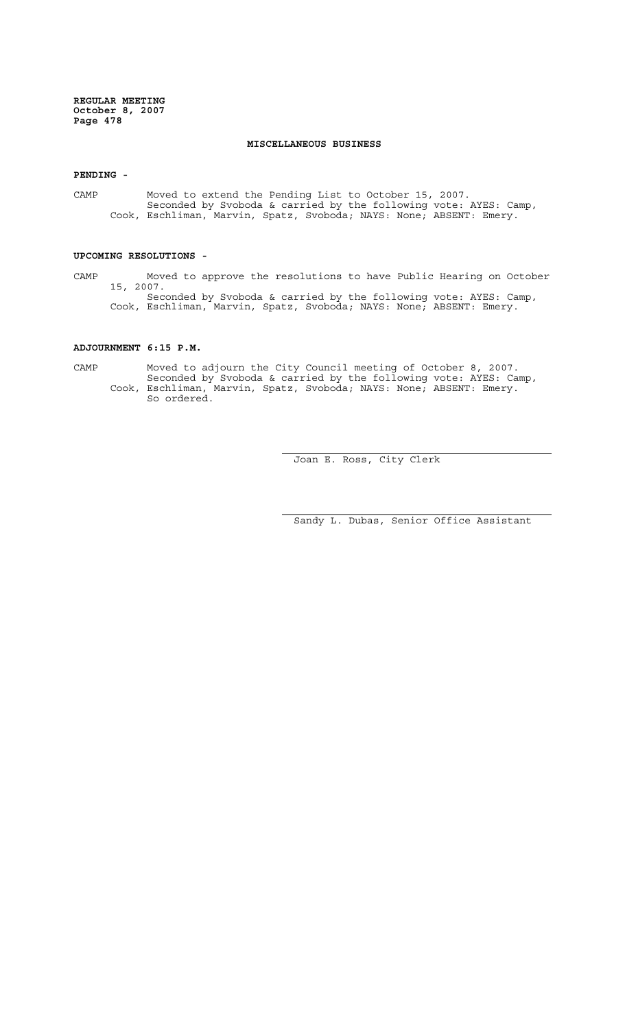## MISCELLANEOUS BUSINESS

**PENDING -**

CAMP Moved to extend the Pending List to October 15, 2007.
Seconded by Svoboda & carried by the following vote: AYES: Camp, Cook, Eschliman, Marvin, Spatz, Svoboda; NAYS: None; ABSENT: Emery.

**UPCOMING RESOLUTIONS -**

CAMP Moved to approve the resolutions to have Public Hearing on October 15, 2007.
Seconded by Svoboda & carried by the following vote: AYES: Camp, Cook, Eschliman, Marvin, Spatz, Svoboda; NAYS: None; ABSENT: Emery.

**ADJOURNMENT 6:15 P.M.**

CAMP Moved to adjourn the City Council meeting of October 8, 2007.
Seconded by Svoboda & carried by the following vote: AYES: Camp, Cook, Eschliman, Marvin, Spatz, Svoboda; NAYS: None; ABSENT: Emery.
So ordered.

Joan E. Ross, City Clerk

Sandy L. Dubas, Senior Office Assistant